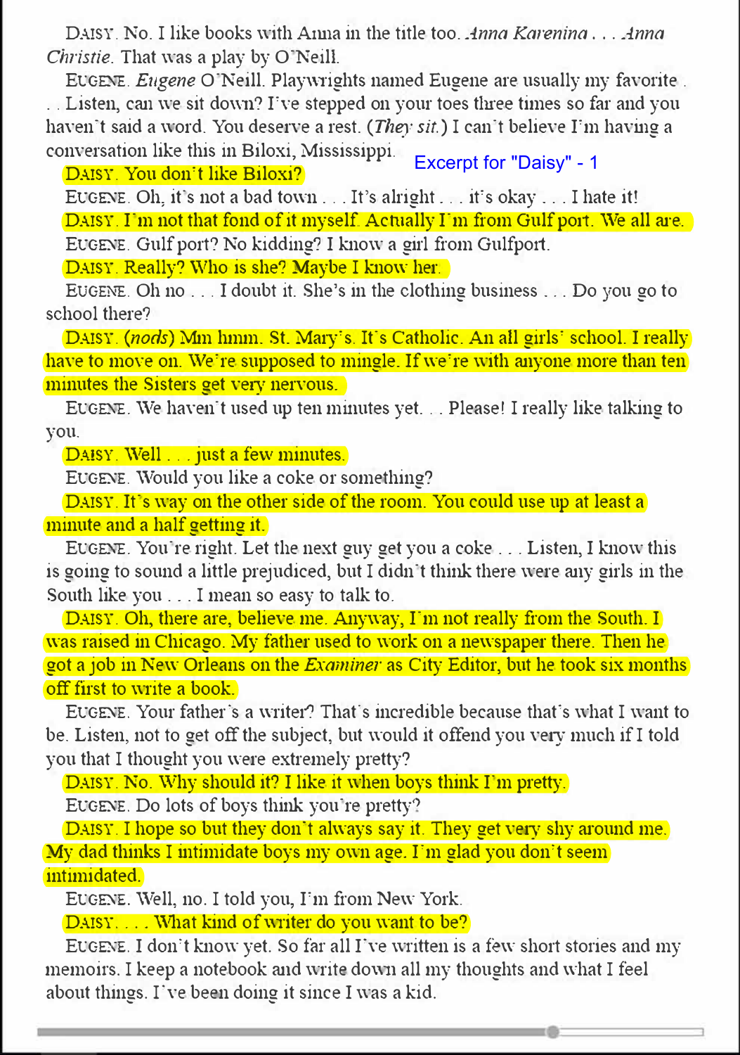DAISY. No. I like books with Anna in the title too. *Anna Karenina* . . . *Anna Christie*. That was a play by O'Neill.

EUGENE. *Eugene* O'Neill. Playwrights named Eugene are usually my favorite . . . Listen, can we sit down? I've stepped on your toes three times so far and you haven't said a word. You deserve a rest. (*They sit.*) I can't believe I'm having a conversation like this in Biloxi, Mississippi.

Excerpt for "Daisy" - 1

DAISY. You don't like Biloxi?

EUGENE. Oh, it's not a bad town . . . It's alright . . . it's okay . . . I hate it!

DAISY. I'm not that fond of it myself. Actually I'm from Gulf port. We all are.

EUGENE. Gulf port? No kidding? I know a girl from Gulfport.

DAISY. Really? Who is she? Maybe I know her.

EUGENE. Oh no . . . I doubt it. She's in the clothing business . . . Do you go to school there?

DAISY. (*nods*) Mm hmm. St. Mary's. It's Catholic. An all girls' school. I really have to move on. We're supposed to mingle. If we're with anyone more than ten minutes the Sisters get very nervous.

EUGENE. We haven't used up ten minutes yet. . . Please! I really like talking to you.

DAISY. Well . . . just a few minutes.

EUGENE. Would you like a coke or something?

DAISY. It's way on the other side of the room. You could use up at least a minute and a half getting it.

EUGENE. You're right. Let the next guy get you a coke . . . Listen, I know this is going to sound a little prejudiced, but I didn't think there were any girls in the South like you . . . I mean so easy to talk to.

DAISY. Oh, there are, believe me. Anyway, I'm not really from the South. I was raised in Chicago. My father used to work on a newspaper there. Then he got a job in New Orleans on the *Examiner* as City Editor, but he took six months off first to write a book.

EUGENE. Your father's a writer? That's incredible because that's what I want to be. Listen, not to get off the subject, but would it offend you very much if I told you that I thought you were extremely pretty?

DAISY. No. Why should it? I like it when boys think I'm pretty.

EUGENE. Do lots of boys think you're pretty?

DAISY. I hope so but they don't always say it. They get very shy around me. My dad thinks I intimidate boys my own age. I'm glad you don't seem intimidated.

EUGENE. Well, no. I told you, I'm from New York.

DAISY. . . . What kind of writer do you want to be?

EUGENE. I don't know yet. So far all I've written is a few short stories and my memoirs. I keep a notebook and write down all my thoughts and what I feel about things. I've been doing it since I was a kid.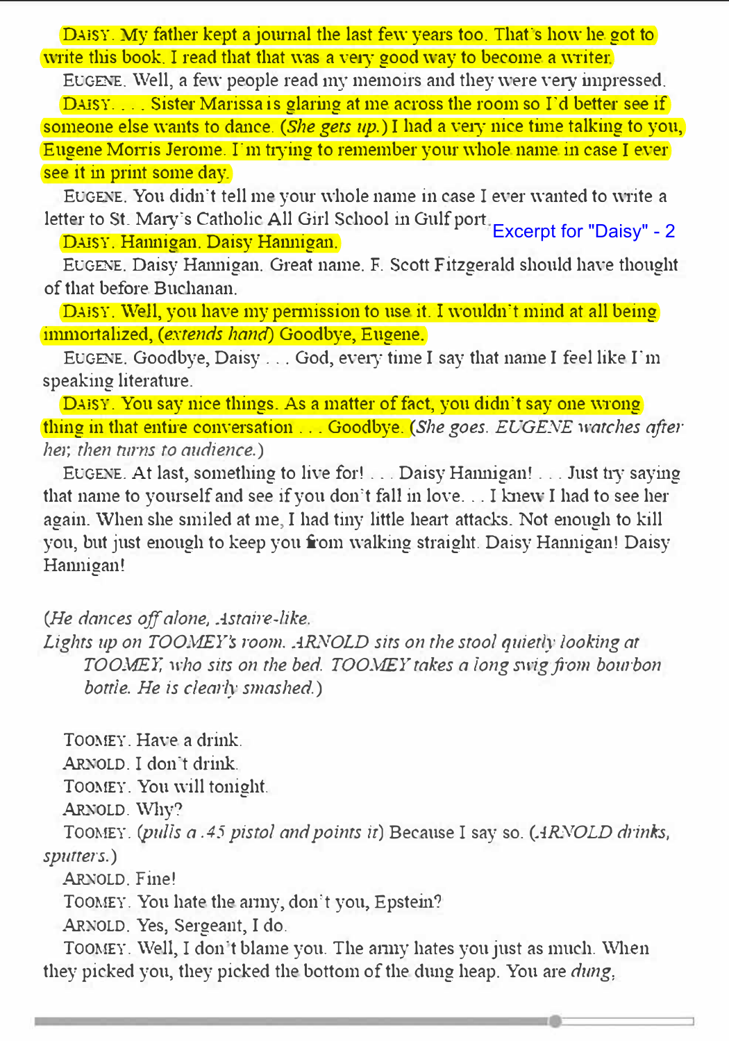DAISY. My father kept a journal the last few years too. That's how he got to write this book. I read that that was a very good way to become a writer.

EUGENE. Well, a few people read my memoirs and they were very impressed.

DAISY. . . . Sister Marissa is glaring at me across the room so I'd better see if someone else wants to dance. (*She gets up.*) I had a very nice time talking to you, Eugene Morris Jerome. I'm trying to remember your whole name in case I ever see it in print some day.

EUGENE. You didn't tell me your whole name in case I ever wanted to write a letter to St. Mary's Catholic All Girl School in Gulf port.

Excerpt for "Daisy" - 2

DAISY. Hannigan. Daisy Hannigan.

EUGENE. Daisy Hannigan. Great name. F. Scott Fitzgerald should have thought of that before Buchanan.

DAISY. Well, you have my permission to use it. I wouldn't mind at all being immortalized, (*extends hand*) Goodbye, Eugene.

EUGENE. Goodbye, Daisy . . . God, every time I say that name I feel like I'm speaking literature.

DAISY. You say nice things. As a matter of fact, you didn't say one wrong thing in that entire conversation . . . Goodbye. (*She goes. EUGENE watches after her, then turns to audience.*)

EUGENE. At last, something to live for! . . . Daisy Hannigan! . . . Just try saying that name to yourself and see if you don't fall in love. . . I knew I had to see her again. When she smiled at me, I had tiny little heart attacks. Not enough to kill you, but just enough to keep you from walking straight. Daisy Hannigan! Daisy Hannigan!

(*He dances off alone, Astaire-like.*
*Lights up on TOOMEY's room. ARNOLD sits on the stool quietly looking at TOOMEY, who sits on the bed. TOOMEY takes a long swig from bourbon bottle. He is clearly smashed.*)

TOOMEY. Have a drink.

ARNOLD. I don't drink.

TOOMEY. You will tonight.

ARNOLD. Why?

TOOMEY. (*pulls a .45 pistol and points it*) Because I say so. (*ARNOLD drinks, sputters.*)

ARNOLD. Fine!

TOOMEY. You hate the army, don't you, Epstein?

ARNOLD. Yes, Sergeant, I do.

TOOMEY. Well, I don't blame you. The army hates you just as much. When they picked you, they picked the bottom of the dung heap. You are *dung*,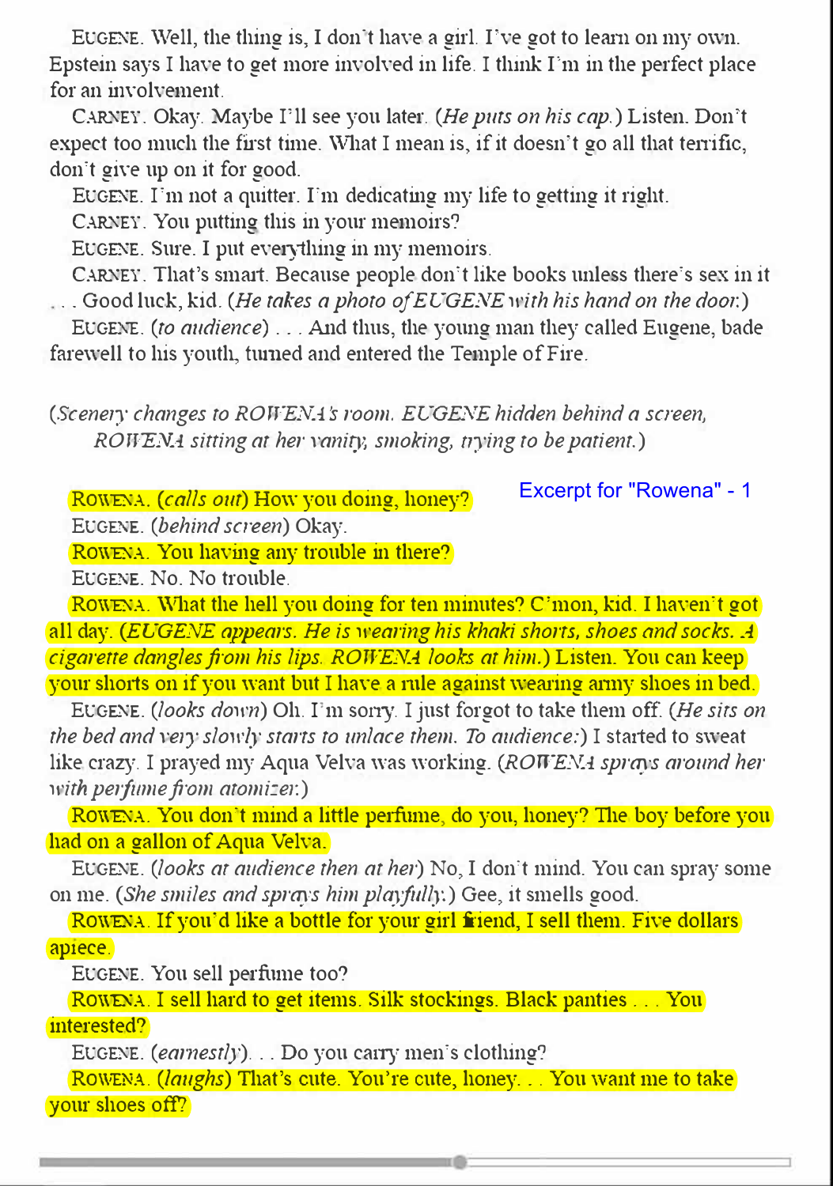EUGENE. Well, the thing is, I don't have a girl. I've got to learn on my own. Epstein says I have to get more involved in life. I think I'm in the perfect place for an involvement.

CARNEY. Okay. Maybe I'll see you later. (*He puts on his cap.*) Listen. Don't expect too much the first time. What I mean is, if it doesn't go all that terrific, don't give up on it for good.

EUGENE. I'm not a quitter. I'm dedicating my life to getting it right.

CARNEY. You putting this in your memoirs?

EUGENE. Sure. I put everything in my memoirs.

CARNEY. That's smart. Because people don't like books unless there's sex in it . . . Good luck, kid. (*He takes a photo of EUGENE with his hand on the door.*)

EUGENE. (*to audience*) . . . And thus, the young man they called Eugene, bade farewell to his youth, turned and entered the Temple of Fire.

(*Scenery changes to ROWENA's room. EUGENE hidden behind a screen, ROWENA sitting at her vanity, smoking, trying to be patient.*)

Excerpt for "Rowena" - 1

ROWENA. (*calls out*) How you doing, honey?

EUGENE. (*behind screen*) Okay.

ROWENA. You having any trouble in there?

EUGENE. No. No trouble.

ROWENA. What the hell you doing for ten minutes? C'mon, kid. I haven't got all day. (*EUGENE appears. He is wearing his khaki shorts, shoes and socks. A cigarette dangles from his lips. ROWENA looks at him.*) Listen. You can keep your shorts on if you want but I have a rule against wearing army shoes in bed.

EUGENE. (*looks down*) Oh. I'm sorry. I just forgot to take them off. (*He sits on the bed and very slowly starts to unlace them. To audience:*) I started to sweat like crazy. I prayed my Aqua Velva was working. (*ROWENA sprays around her with perfume from atomizer.*)

ROWENA. You don't mind a little perfume, do you, honey? The boy before you had on a gallon of Aqua Velva.

EUGENE. (*looks at audience then at her*) No, I don't mind. You can spray some on me. (*She smiles and sprays him playfully.*) Gee, it smells good.

ROWENA. If you'd like a bottle for your girl friend, I sell them. Five dollars apiece.

EUGENE. You sell perfume too?

ROWENA. I sell hard to get items. Silk stockings. Black panties . . . You interested?

EUGENE. (*earnestly*). . . Do you carry men's clothing?

ROWENA. (*laughs*) That's cute. You're cute, honey. . . You want me to take your shoes off?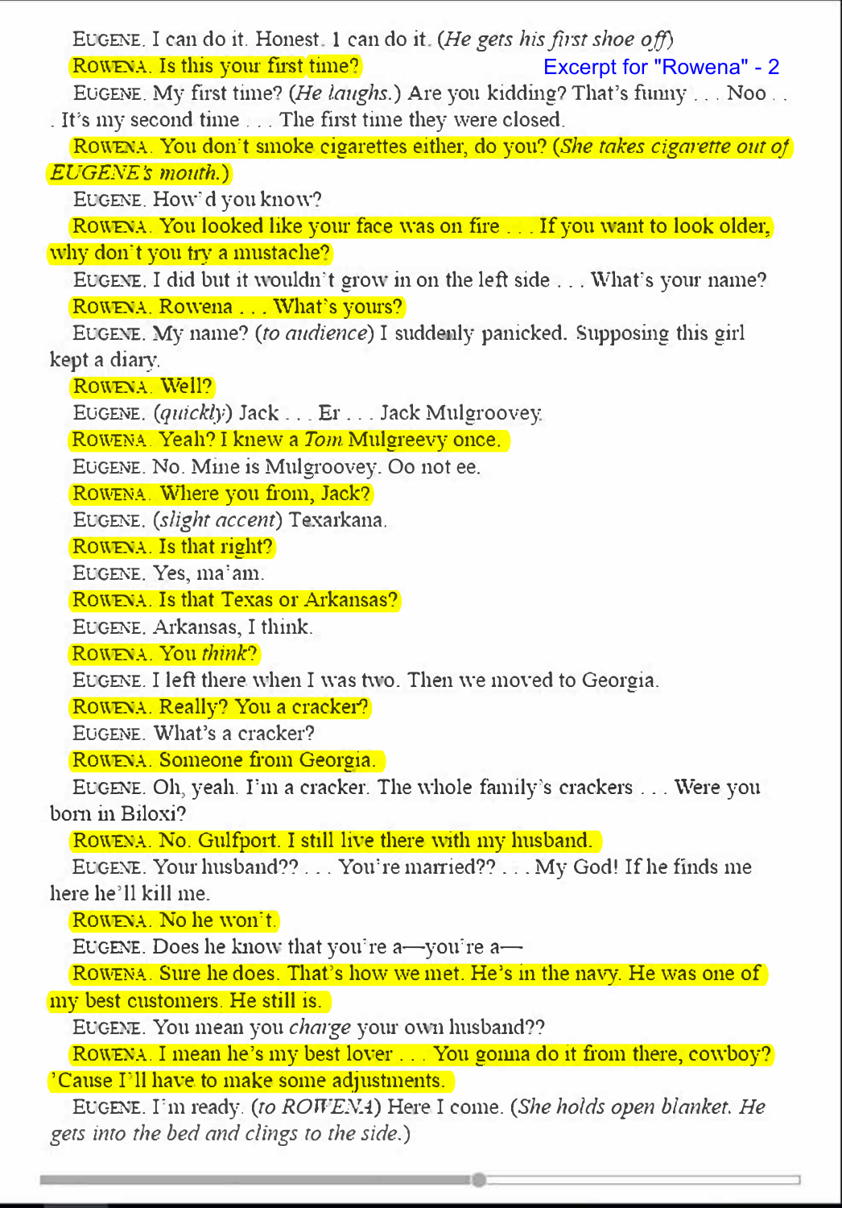EUGENE. I can do it. Honest. I can do it. (*He gets his first shoe off*)

ROWENA. Is this your first time?

Excerpt for "Rowena" - 2

EUGENE. My first time? (*He laughs.*) Are you kidding? That's funny . . . Noo . . . It's my second time . . . The first time they were closed.

ROWENA. You don't smoke cigarettes either, do you? (*She takes cigarette out of EUGENE's mouth.*)

EUGENE. How'd you know?

ROWENA. You looked like your face was on fire . . . If you want to look older, why don't you try a mustache?

EUGENE. I did but it wouldn't grow in on the left side . . . What's your name?

ROWENA. Rowena . . . What's yours?

EUGENE. My name? (*to audience*) I suddenly panicked. Supposing this girl kept a diary.

ROWENA. Well?

EUGENE. (*quickly*) Jack . . . Er . . . Jack Mulgroovey.

ROWENA. Yeah? I knew a *Tom* Mulgreevy once.

EUGENE. No. Mine is Mulgroovey. Oo not ee.

ROWENA. Where you from, Jack?

EUGENE. (*slight accent*) Texarkana.

ROWENA. Is that right?

EUGENE. Yes, ma'am.

ROWENA. Is that Texas or Arkansas?

EUGENE. Arkansas, I think.

ROWENA. You *think*?

EUGENE. I left there when I was two. Then we moved to Georgia.

ROWENA. Really? You a cracker?

EUGENE. What's a cracker?

ROWENA. Someone from Georgia.

EUGENE. Oh, yeah. I'm a cracker. The whole family's crackers . . . Were you born in Biloxi?

ROWENA. No. Gulfport. I still live there with my husband.

EUGENE. Your husband?? . . . You're married?? . . . My God! If he finds me here he'll kill me.

ROWENA. No he won't.

EUGENE. Does he know that you're a—you're a—

ROWENA. Sure he does. That's how we met. He's in the navy. He was one of my best customers. He still is.

EUGENE. You mean you *charge* your own husband??

ROWENA. I mean he's my best lover . . . You gonna do it from there, cowboy? 'Cause I'll have to make some adjustments.

EUGENE. I'm ready. (*to ROWENA*) Here I come. (*She holds open blanket. He gets into the bed and clings to the side.*)